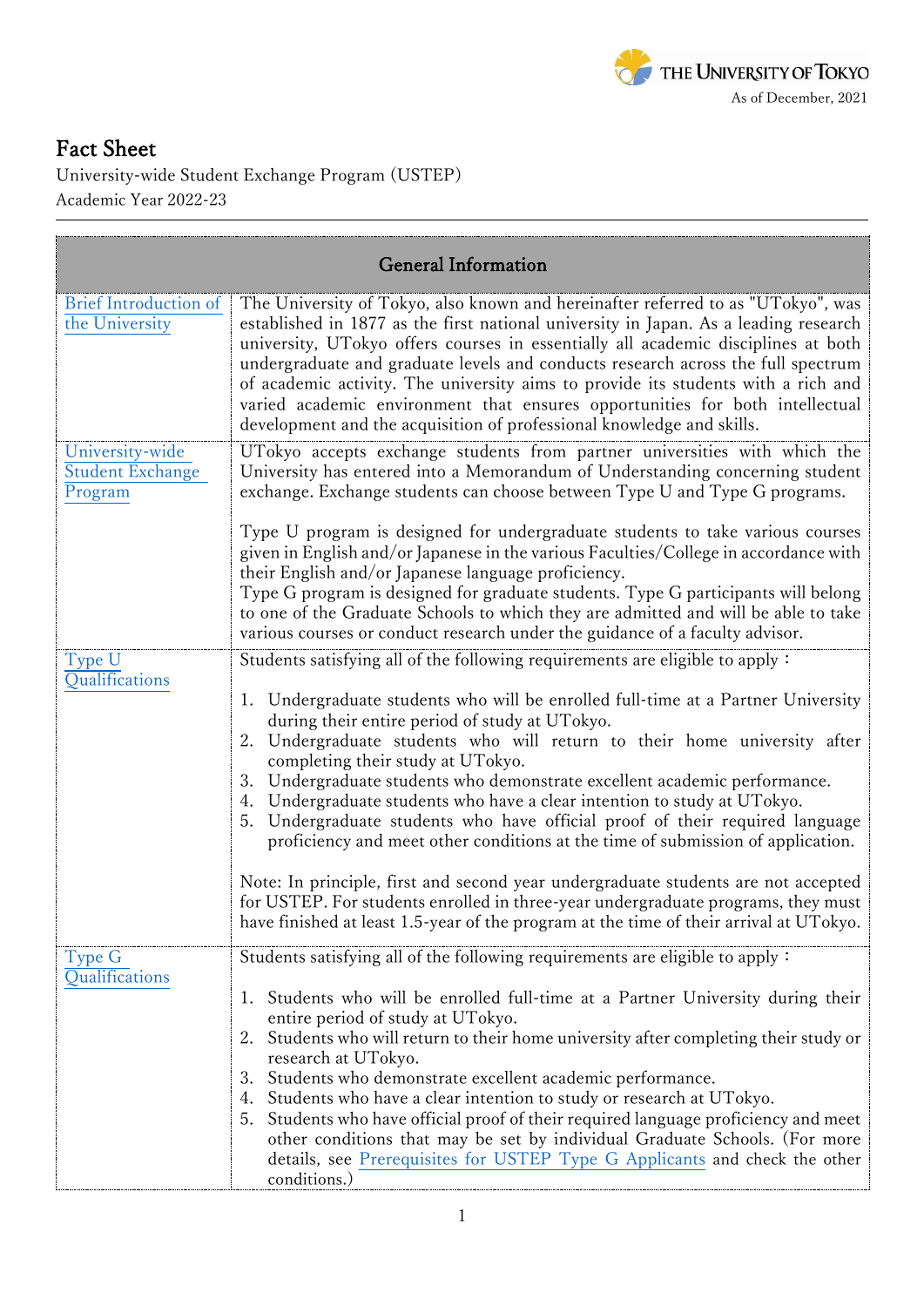THE UNIVERSITY OF TOKYO

As of December, 2021

# Fact Sheet

University-wide Student Exchange Program (USTEP)
Academic Year 2022-23

| General Information | |
|---|---|
| Brief Introduction of the University | The University of Tokyo, also known and hereinafter referred to as "UTokyo", was established in 1877 as the first national university in Japan. As a leading research university, UTokyo offers courses in essentially all academic disciplines at both undergraduate and graduate levels and conducts research across the full spectrum of academic activity. The university aims to provide its students with a rich and varied academic environment that ensures opportunities for both intellectual development and the acquisition of professional knowledge and skills. |
| University-wide Student Exchange Program | UTokyo accepts exchange students from partner universities with which the University has entered into a Memorandum of Understanding concerning student exchange. Exchange students can choose between Type U and Type G programs.<br><br>Type U program is designed for undergraduate students to take various courses given in English and/or Japanese in the various Faculties/College in accordance with their English and/or Japanese language proficiency.<br>Type G program is designed for graduate students. Type G participants will belong to one of the Graduate Schools to which they are admitted and will be able to take various courses or conduct research under the guidance of a faculty advisor. |
| Type U Qualifications | Students satisfying all of the following requirements are eligible to apply：<br><br>1. Undergraduate students who will be enrolled full-time at a Partner University during their entire period of study at UTokyo.<br>2. Undergraduate students who will return to their home university after completing their study at UTokyo.<br>3. Undergraduate students who demonstrate excellent academic performance.<br>4. Undergraduate students who have a clear intention to study at UTokyo.<br>5. Undergraduate students who have official proof of their required language proficiency and meet other conditions at the time of submission of application.<br><br>Note: In principle, first and second year undergraduate students are not accepted for USTEP. For students enrolled in three-year undergraduate programs, they must have finished at least 1.5-year of the program at the time of their arrival at UTokyo. |
| Type G Qualifications | Students satisfying all of the following requirements are eligible to apply：<br><br>1. Students who will be enrolled full-time at a Partner University during their entire period of study at UTokyo.<br>2. Students who will return to their home university after completing their study or research at UTokyo.<br>3. Students who demonstrate excellent academic performance.<br>4. Students who have a clear intention to study or research at UTokyo.<br>5. Students who have official proof of their required language proficiency and meet other conditions that may be set by individual Graduate Schools. (For more details, see Prerequisites for USTEP Type G Applicants and check the other conditions.) |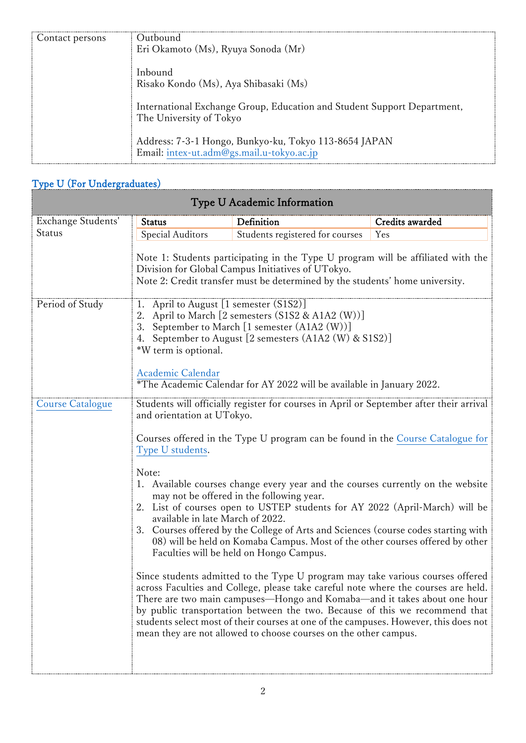| Contact persons | Outbound<br>Eri Okamoto (Ms), Ryuya Sonoda (Mr)<br><br>Inbound<br>Risako Kondo (Ms), Aya Shibasaki (Ms)<br><br>International Exchange Group, Education and Student Support Department, The University of Tokyo<br><br>Address: 7-3-1 Hongo, Bunkyo-ku, Tokyo 113-8654 JAPAN<br>Email: intex-ut.adm@gs.mail.u-tokyo.ac.jp |
|---|---|

## Type U (For Undergraduates)

| Type U Academic Information | |
|---|---|
| Exchange Students' Status | **Status** / **Definition** / **Credits awarded**<br>Special Auditors / Students registered for courses / Yes<br><br>Note 1: Students participating in the Type U program will be affiliated with the Division for Global Campus Initiatives of UTokyo.<br>Note 2: Credit transfer must be determined by the students' home university. |
| Period of Study | 1. April to August [1 semester (S1S2)]<br>2. April to March [2 semesters (S1S2 & A1A2 (W))]<br>3. September to March [1 semester (A1A2 (W))]<br>4. September to August [2 semesters (A1A2 (W) & S1S2)]<br>*W term is optional.<br><br>Academic Calendar<br>*The Academic Calendar for AY 2022 will be available in January 2022. |
| Course Catalogue | Students will officially register for courses in April or September after their arrival and orientation at UTokyo.<br><br>Courses offered in the Type U program can be found in the Course Catalogue for Type U students.<br><br>Note:<br>1. Available courses change every year and the courses currently on the website may not be offered in the following year.<br>2. List of courses open to USTEP students for AY 2022 (April-March) will be available in late March of 2022.<br>3. Courses offered by the College of Arts and Sciences (course codes starting with 08) will be held on Komaba Campus. Most of the other courses offered by other Faculties will be held on Hongo Campus.<br><br>Since students admitted to the Type U program may take various courses offered across Faculties and College, please take careful note where the courses are held. There are two main campuses—Hongo and Komaba—and it takes about one hour by public transportation between the two. Because of this we recommend that students select most of their courses at one of the campuses. However, this does not mean they are not allowed to choose courses on the other campus. |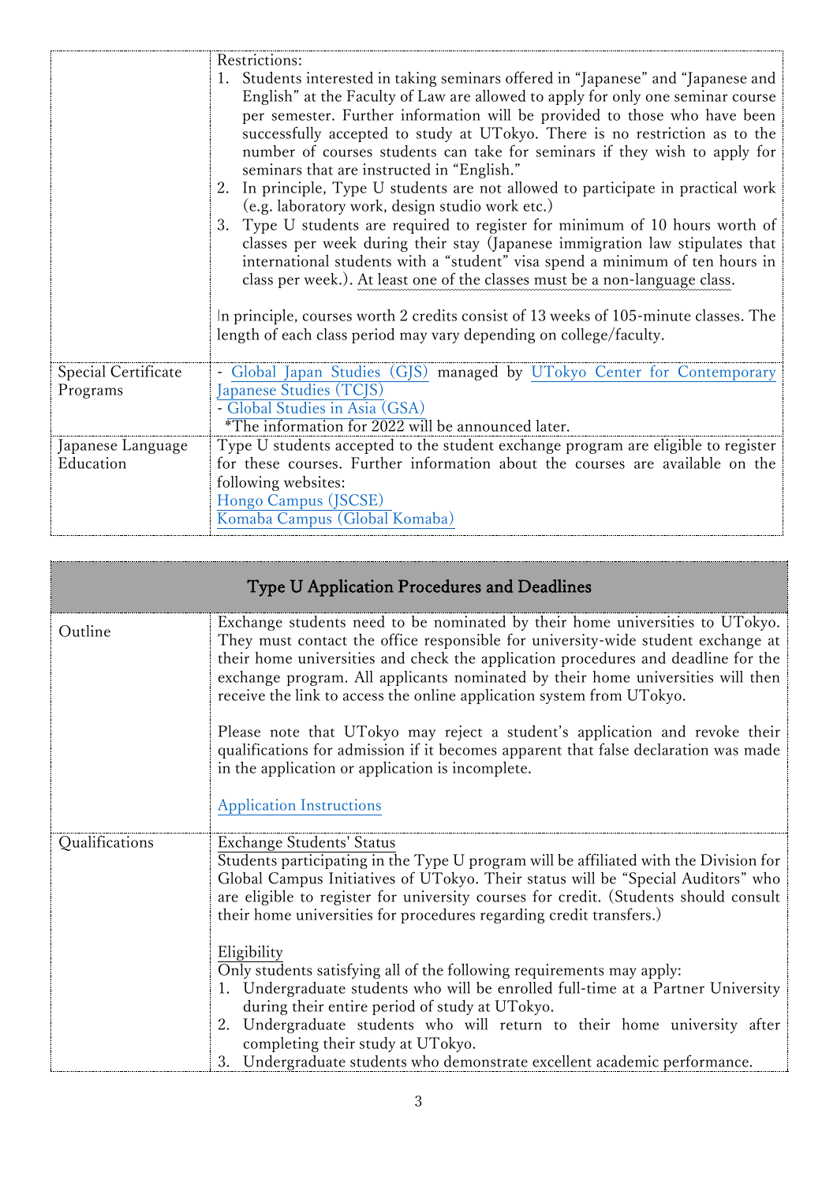| | |
|---|---|
| | Restrictions:<br>1. Students interested in taking seminars offered in "Japanese" and "Japanese and English" at the Faculty of Law are allowed to apply for only one seminar course per semester. Further information will be provided to those who have been successfully accepted to study at UTokyo. There is no restriction as to the number of courses students can take for seminars if they wish to apply for seminars that are instructed in "English."<br>2. In principle, Type U students are not allowed to participate in practical work (e.g. laboratory work, design studio work etc.)<br>3. Type U students are required to register for minimum of 10 hours worth of classes per week during their stay (Japanese immigration law stipulates that international students with a "student" visa spend a minimum of ten hours in class per week.). At least one of the classes must be a non-language class.<br><br>In principle, courses worth 2 credits consist of 13 weeks of 105-minute classes. The length of each class period may vary depending on college/faculty. |
| Special Certificate Programs | - Global Japan Studies (GJS) managed by UTokyo Center for Contemporary Japanese Studies (TCJS)<br>- Global Studies in Asia (GSA)<br>\*The information for 2022 will be announced later. |
| Japanese Language Education | Type U students accepted to the student exchange program are eligible to register for these courses. Further information about the courses are available on the following websites:<br>Hongo Campus (JSCSE)<br>Komaba Campus (Global Komaba) |

## Type U Application Procedures and Deadlines

| | |
|---|---|
| Outline | Exchange students need to be nominated by their home universities to UTokyo. They must contact the office responsible for university-wide student exchange at their home universities and check the application procedures and deadline for the exchange program. All applicants nominated by their home universities will then receive the link to access the online application system from UTokyo.<br><br>Please note that UTokyo may reject a student's application and revoke their qualifications for admission if it becomes apparent that false declaration was made in the application or application is incomplete.<br><br>Application Instructions |
| Qualifications | Exchange Students' Status<br>Students participating in the Type U program will be affiliated with the Division for Global Campus Initiatives of UTokyo. Their status will be "Special Auditors" who are eligible to register for university courses for credit. (Students should consult their home universities for procedures regarding credit transfers.)<br><br>Eligibility<br>Only students satisfying all of the following requirements may apply:<br>1. Undergraduate students who will be enrolled full-time at a Partner University during their entire period of study at UTokyo.<br>2. Undergraduate students who will return to their home university after completing their study at UTokyo.<br>3. Undergraduate students who demonstrate excellent academic performance. |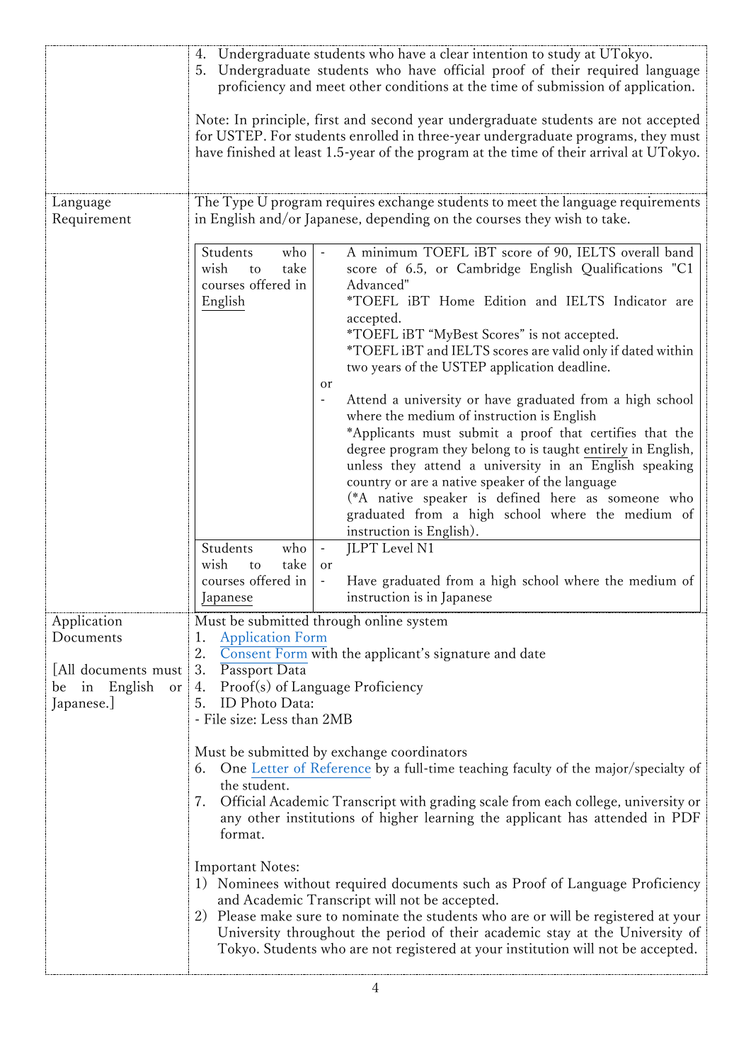| | |
|---|---|
| | 4. Undergraduate students who have a clear intention to study at UTokyo.<br>5. Undergraduate students who have official proof of their required language proficiency and meet other conditions at the time of submission of application.<br><br>Note: In principle, first and second year undergraduate students are not accepted for USTEP. For students enrolled in three-year undergraduate programs, they must have finished at least 1.5-year of the program at the time of their arrival at UTokyo. |
| Language Requirement | The Type U program requires exchange students to meet the language requirements in English and/or Japanese, depending on the courses they wish to take.<br><br>**Students who wish to take courses offered in English:**<br>- A minimum TOEFL iBT score of 90, IELTS overall band score of 6.5, or Cambridge English Qualifications "C1 Advanced"<br>*TOEFL iBT Home Edition and IELTS Indicator are accepted.<br>*TOEFL iBT "MyBest Scores" is not accepted.<br>*TOEFL iBT and IELTS scores are valid only if dated within two years of the USTEP application deadline.<br>or<br>- Attend a university or have graduated from a high school where the medium of instruction is English<br>*Applicants must submit a proof that certifies that the degree program they belong to is taught entirely in English, unless they attend a university in an English speaking country or are a native speaker of the language<br>(*A native speaker is defined here as someone who graduated from a high school where the medium of instruction is English).<br><br>**Students who wish to take courses offered in Japanese:**<br>- JLPT Level N1<br>or<br>- Have graduated from a high school where the medium of instruction is in Japanese |
| Application Documents<br><br>[All documents must be in English or Japanese.] | Must be submitted through online system<br>1. Application Form<br>2. Consent Form with the applicant's signature and date<br>3. Passport Data<br>4. Proof(s) of Language Proficiency<br>5. ID Photo Data:<br>- File size: Less than 2MB<br><br>Must be submitted by exchange coordinators<br>6. One Letter of Reference by a full-time teaching faculty of the major/specialty of the student.<br>7. Official Academic Transcript with grading scale from each college, university or any other institutions of higher learning the applicant has attended in PDF format.<br><br>Important Notes:<br>1) Nominees without required documents such as Proof of Language Proficiency and Academic Transcript will not be accepted.<br>2) Please make sure to nominate the students who are or will be registered at your University throughout the period of their academic stay at the University of Tokyo. Students who are not registered at your institution will not be accepted. |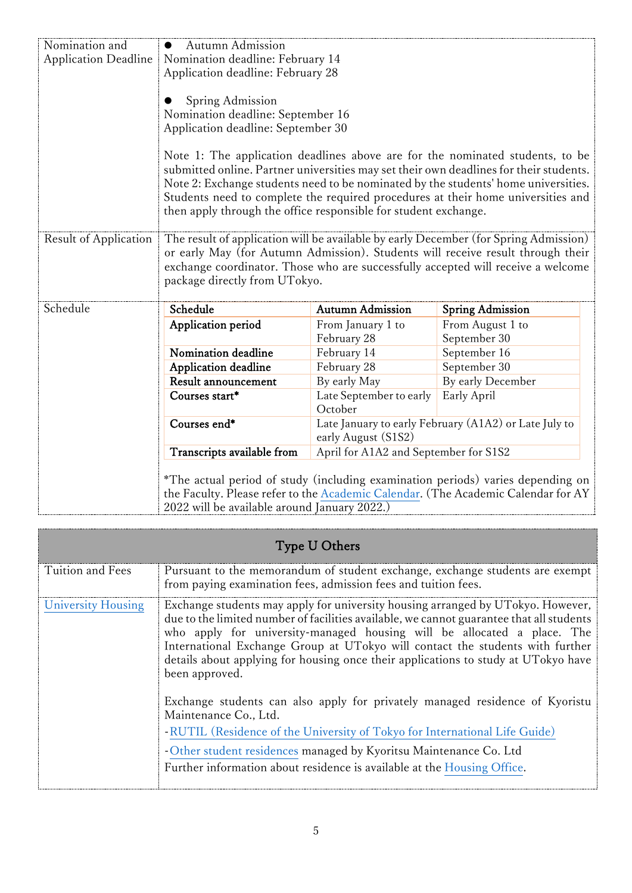| | |
|---|---|
| Nomination and Application Deadline | ● Autumn Admission<br>Nomination deadline: February 14<br>Application deadline: February 28<br><br>● Spring Admission<br>Nomination deadline: September 16<br>Application deadline: September 30<br><br>Note 1: The application deadlines above are for the nominated students, to be submitted online. Partner universities may set their own deadlines for their students.<br>Note 2: Exchange students need to be nominated by the students' home universities. Students need to complete the required procedures at their home universities and then apply through the office responsible for student exchange. |
| Result of Application | The result of application will be available by early December (for Spring Admission) or early May (for Autumn Admission). Students will receive result through their exchange coordinator. Those who are successfully accepted will receive a welcome package directly from UTokyo. |
| Schedule | (see table below) |

| Schedule | Autumn Admission | Spring Admission |
|---|---|---|
| **Application period** | From January 1 to February 28 | From August 1 to September 30 |
| **Nomination deadline** | February 14 | September 16 |
| **Application deadline** | February 28 | September 30 |
| **Result announcement** | By early May | By early December |
| **Courses start*** | Late September to early October | Early April |
| **Courses end*** | Late January to early February (A1A2) or Late July to early August (S1S2) | |
| **Transcripts available from** | April for A1A2 and September for S1S2 | |

*The actual period of study (including examination periods) varies depending on the Faculty. Please refer to the Academic Calendar. (The Academic Calendar for AY 2022 will be available around January 2022.)

## Type U Others

| | |
|---|---|
| Tuition and Fees | Pursuant to the memorandum of student exchange, exchange students are exempt from paying examination fees, admission fees and tuition fees. |
| University Housing | Exchange students may apply for university housing arranged by UTokyo. However, due to the limited number of facilities available, we cannot guarantee that all students who apply for university-managed housing will be allocated a place. The International Exchange Group at UTokyo will contact the students with further details about applying for housing once their applications to study at UTokyo have been approved.<br><br>Exchange students can also apply for privately managed residence of Kyoristu Maintenance Co., Ltd.<br>-RUTIL (Residence of the University of Tokyo for International Life Guide)<br>-Other student residences managed by Kyoritsu Maintenance Co. Ltd<br>Further information about residence is available at the Housing Office. |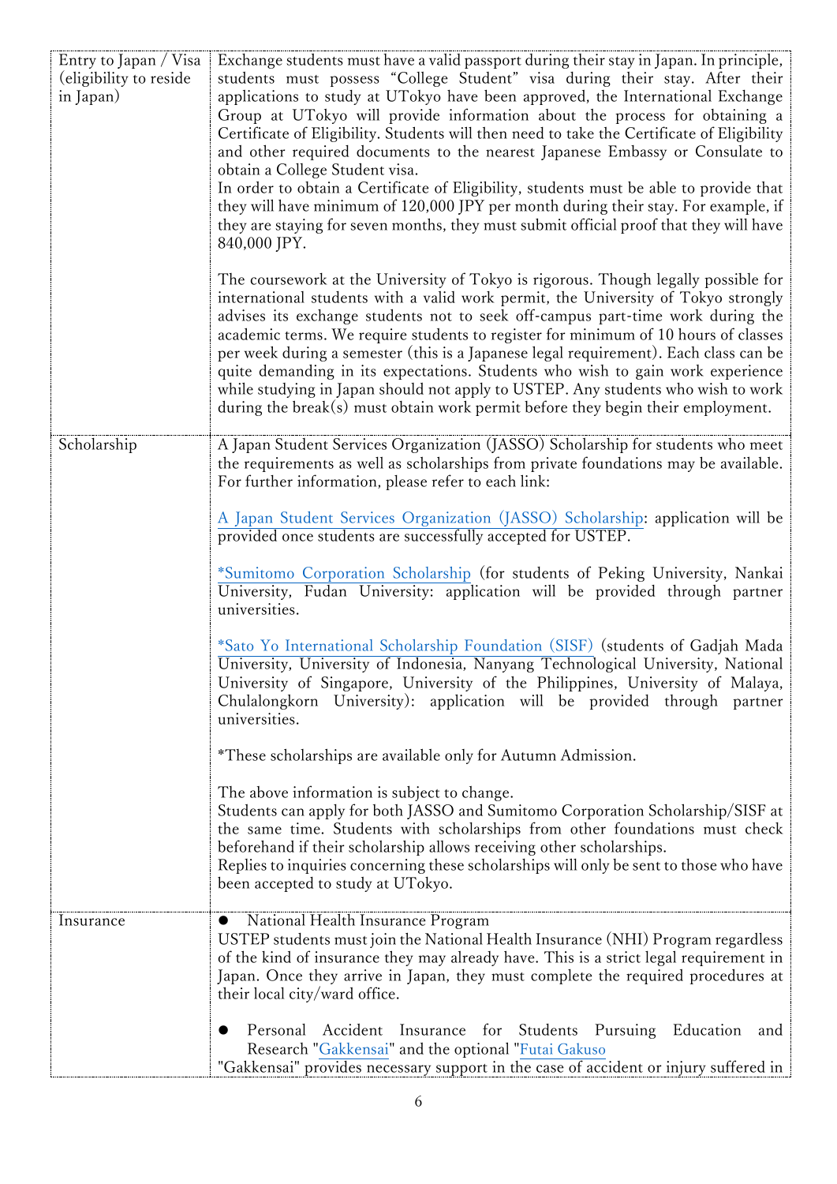| | |
|---|---|
| Entry to Japan / Visa (eligibility to reside in Japan) | Exchange students must have a valid passport during their stay in Japan. In principle, students must possess “College Student” visa during their stay. After their applications to study at UTokyo have been approved, the International Exchange Group at UTokyo will provide information about the process for obtaining a Certificate of Eligibility. Students will then need to take the Certificate of Eligibility and other required documents to the nearest Japanese Embassy or Consulate to obtain a College Student visa.<br>In order to obtain a Certificate of Eligibility, students must be able to provide that they will have minimum of 120,000 JPY per month during their stay. For example, if they are staying for seven months, they must submit official proof that they will have 840,000 JPY.<br><br>The coursework at the University of Tokyo is rigorous. Though legally possible for international students with a valid work permit, the University of Tokyo strongly advises its exchange students not to seek off-campus part-time work during the academic terms. We require students to register for minimum of 10 hours of classes per week during a semester (this is a Japanese legal requirement). Each class can be quite demanding in its expectations. Students who wish to gain work experience while studying in Japan should not apply to USTEP. Any students who wish to work during the break(s) must obtain work permit before they begin their employment. |
| Scholarship | A Japan Student Services Organization (JASSO) Scholarship for students who meet the requirements as well as scholarships from private foundations may be available. For further information, please refer to each link:<br><br>A Japan Student Services Organization (JASSO) Scholarship: application will be provided once students are successfully accepted for USTEP.<br><br>*Sumitomo Corporation Scholarship (for students of Peking University, Nankai University, Fudan University: application will be provided through partner universities.<br><br>*Sato Yo International Scholarship Foundation (SISF) (students of Gadjah Mada University, University of Indonesia, Nanyang Technological University, National University of Singapore, University of the Philippines, University of Malaya, Chulalongkorn University): application will be provided through partner universities.<br><br>*These scholarships are available only for Autumn Admission.<br><br>The above information is subject to change.<br>Students can apply for both JASSO and Sumitomo Corporation Scholarship/SISF at the same time. Students with scholarships from other foundations must check beforehand if their scholarship allows receiving other scholarships.<br>Replies to inquiries concerning these scholarships will only be sent to those who have been accepted to study at UTokyo. |
| Insurance | ● National Health Insurance Program<br>USTEP students must join the National Health Insurance (NHI) Program regardless of the kind of insurance they may already have. This is a strict legal requirement in Japan. Once they arrive in Japan, they must complete the required procedures at their local city/ward office.<br><br>● Personal Accident Insurance for Students Pursuing Education and Research "Gakkensai" and the optional "Futai Gakuso<br>"Gakkensai" provides necessary support in the case of accident or injury suffered in |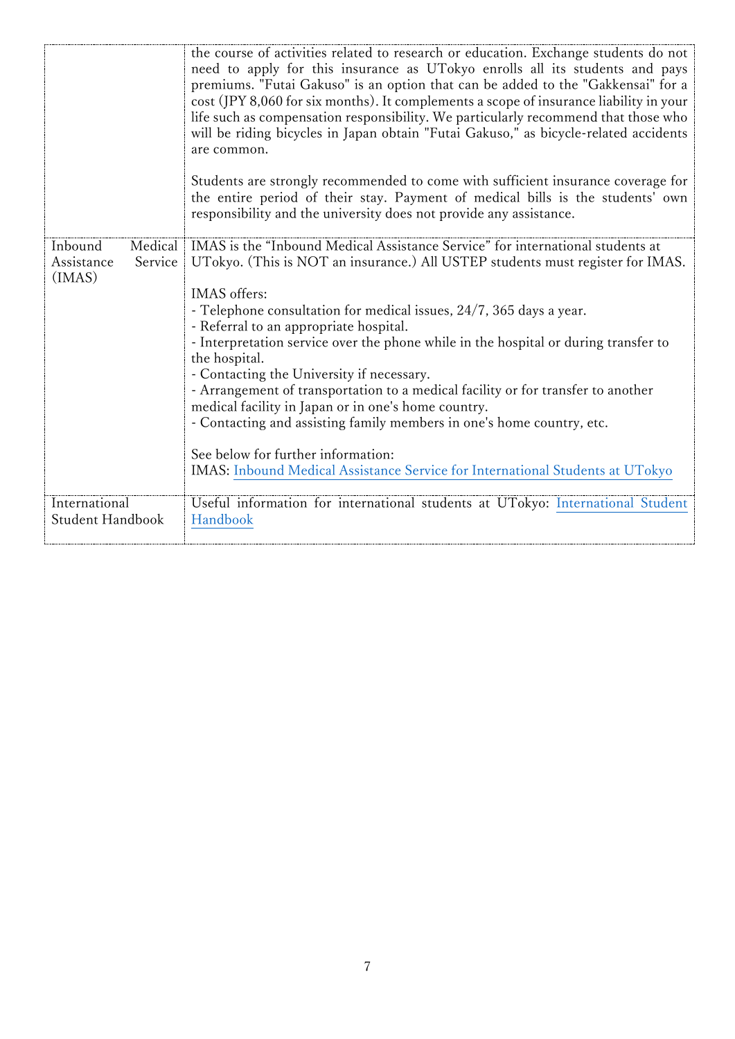| | |
|---|---|
| | the course of activities related to research or education. Exchange students do not need to apply for this insurance as UTokyo enrolls all its students and pays premiums. "Futai Gakuso" is an option that can be added to the "Gakkensai" for a cost (JPY 8,060 for six months). It complements a scope of insurance liability in your life such as compensation responsibility. We particularly recommend that those who will be riding bicycles in Japan obtain "Futai Gakuso," as bicycle-related accidents are common.<br><br>Students are strongly recommended to come with sufficient insurance coverage for the entire period of their stay. Payment of medical bills is the students' own responsibility and the university does not provide any assistance. |
| Inbound Medical Assistance Service (IMAS) | IMAS is the "Inbound Medical Assistance Service" for international students at UTokyo. (This is NOT an insurance.) All USTEP students must register for IMAS.<br><br>IMAS offers:<br>- Telephone consultation for medical issues, 24/7, 365 days a year.<br>- Referral to an appropriate hospital.<br>- Interpretation service over the phone while in the hospital or during transfer to the hospital.<br>- Contacting the University if necessary.<br>- Arrangement of transportation to a medical facility or for transfer to another medical facility in Japan or in one's home country.<br>- Contacting and assisting family members in one's home country, etc.<br><br>See below for further information:<br>IMAS: Inbound Medical Assistance Service for International Students at UTokyo |
| International Student Handbook | Useful information for international students at UTokyo: International Student Handbook |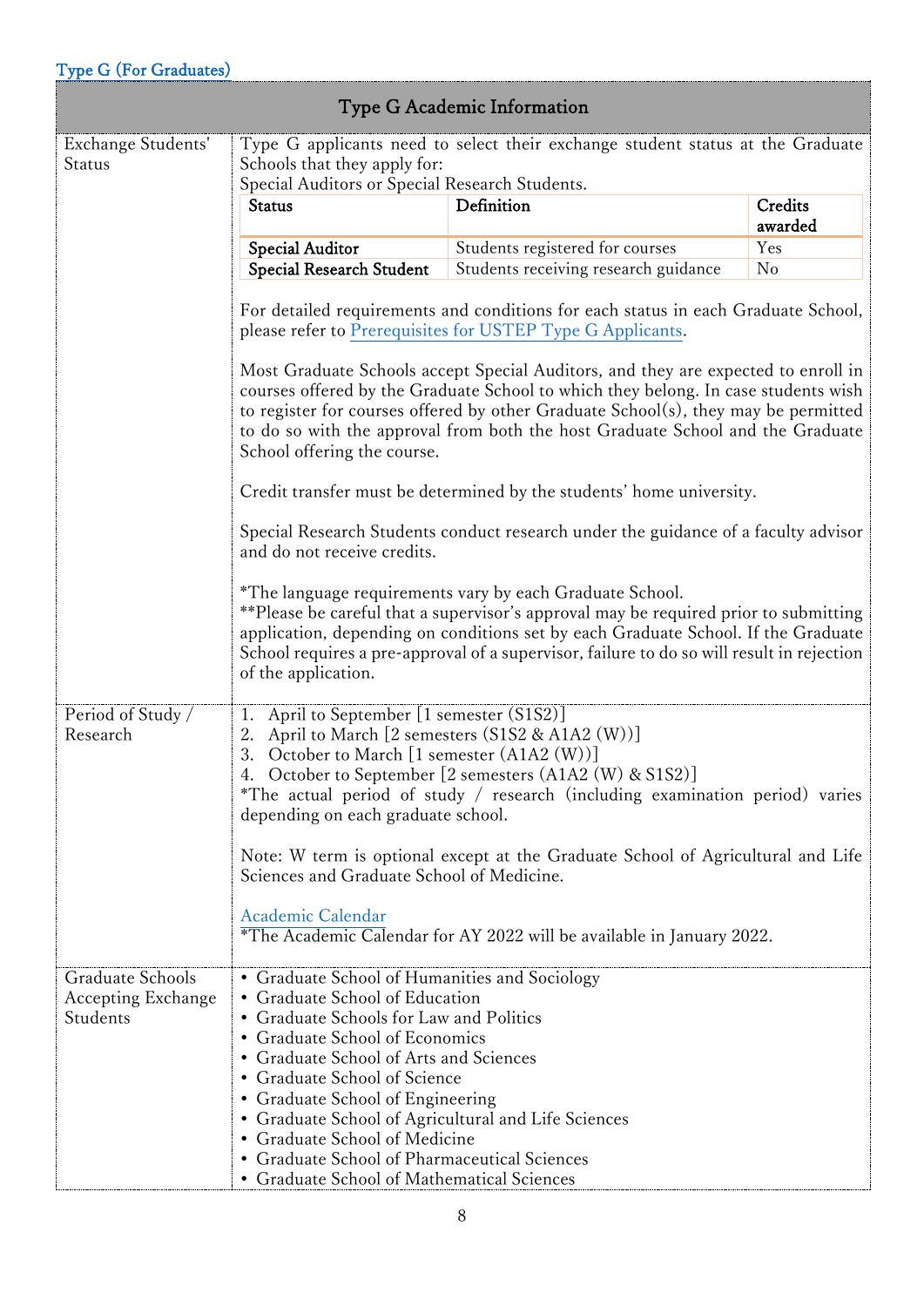## Type G (For Graduates)

### Type G Academic Information

**Exchange Students' Status**

Type G applicants need to select their exchange student status at the Graduate Schools that they apply for:
Special Auditors or Special Research Students.

| Status | Definition | Credits awarded |
|---|---|---|
| Special Auditor | Students registered for courses | Yes |
| Special Research Student | Students receiving research guidance | No |

For detailed requirements and conditions for each status in each Graduate School, please refer to Prerequisites for USTEP Type G Applicants.

Most Graduate Schools accept Special Auditors, and they are expected to enroll in courses offered by the Graduate School to which they belong. In case students wish to register for courses offered by other Graduate School(s), they may be permitted to do so with the approval from both the host Graduate School and the Graduate School offering the course.

Credit transfer must be determined by the students' home university.

Special Research Students conduct research under the guidance of a faculty advisor and do not receive credits.

*The language requirements vary by each Graduate School.
**Please be careful that a supervisor's approval may be required prior to submitting application, depending on conditions set by each Graduate School. If the Graduate School requires a pre-approval of a supervisor, failure to do so will result in rejection of the application.

**Period of Study / Research**

1. April to September [1 semester (S1S2)]
2. April to March [2 semesters (S1S2 & A1A2 (W))]
3. October to March [1 semester (A1A2 (W))]
4. October to September [2 semesters (A1A2 (W) & S1S2)]

*The actual period of study / research (including examination period) varies depending on each graduate school.

Note: W term is optional except at the Graduate School of Agricultural and Life Sciences and Graduate School of Medicine.

Academic Calendar
*The Academic Calendar for AY 2022 will be available in January 2022.

**Graduate Schools Accepting Exchange Students**

- Graduate School of Humanities and Sociology
- Graduate School of Education
- Graduate Schools for Law and Politics
- Graduate School of Economics
- Graduate School of Arts and Sciences
- Graduate School of Science
- Graduate School of Engineering
- Graduate School of Agricultural and Life Sciences
- Graduate School of Medicine
- Graduate School of Pharmaceutical Sciences
- Graduate School of Mathematical Sciences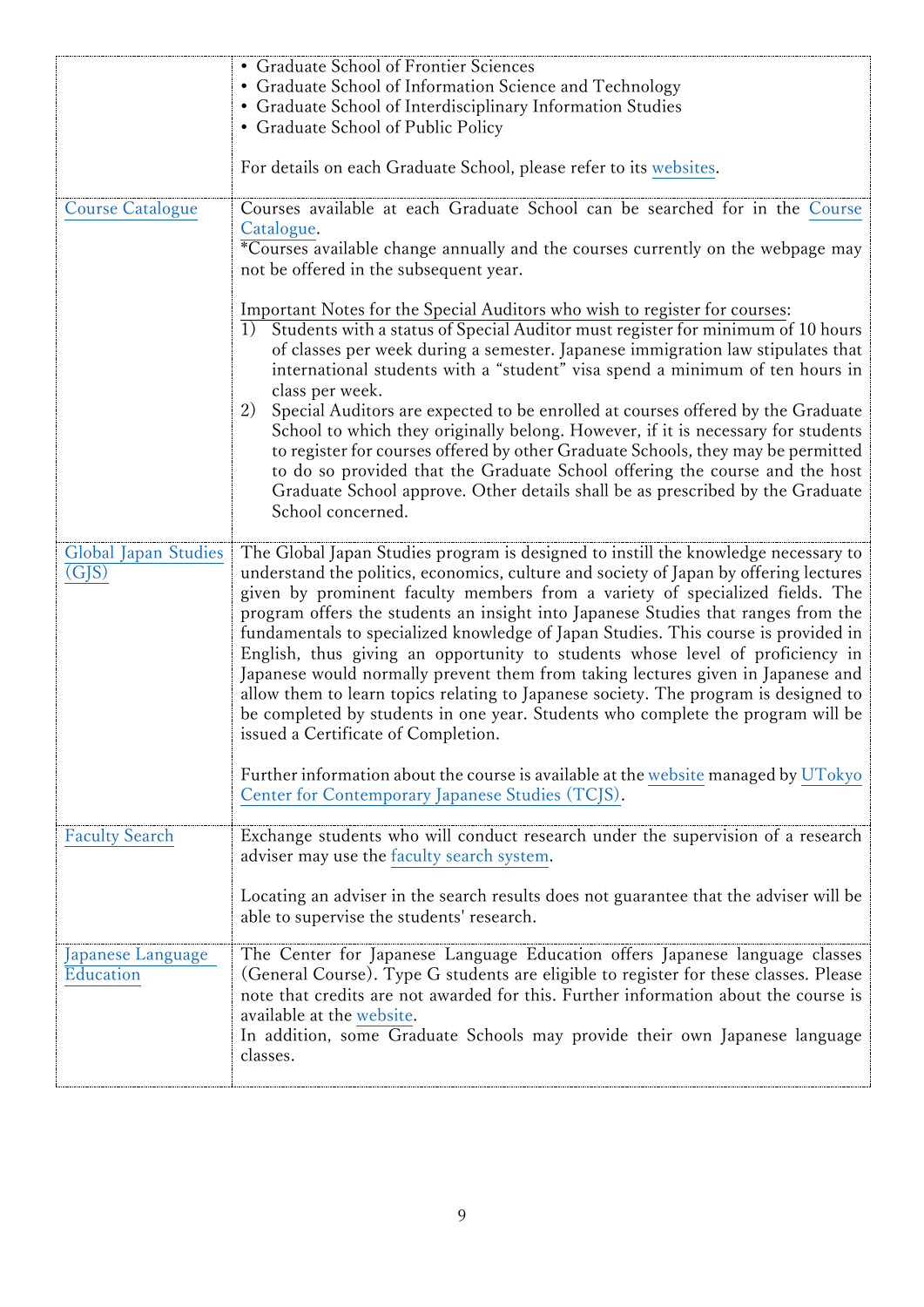| | |
|---|---|
| | • Graduate School of Frontier Sciences<br>• Graduate School of Information Science and Technology<br>• Graduate School of Interdisciplinary Information Studies<br>• Graduate School of Public Policy<br><br>For details on each Graduate School, please refer to its websites. |
| Course Catalogue | Courses available at each Graduate School can be searched for in the Course Catalogue.<br>*Courses available change annually and the courses currently on the webpage may not be offered in the subsequent year.<br><br>Important Notes for the Special Auditors who wish to register for courses:<br>1) Students with a status of Special Auditor must register for minimum of 10 hours of classes per week during a semester. Japanese immigration law stipulates that international students with a "student" visa spend a minimum of ten hours in class per week.<br>2) Special Auditors are expected to be enrolled at courses offered by the Graduate School to which they originally belong. However, if it is necessary for students to register for courses offered by other Graduate Schools, they may be permitted to do so provided that the Graduate School offering the course and the host Graduate School approve. Other details shall be as prescribed by the Graduate School concerned. |
| Global Japan Studies (GJS) | The Global Japan Studies program is designed to instill the knowledge necessary to understand the politics, economics, culture and society of Japan by offering lectures given by prominent faculty members from a variety of specialized fields. The program offers the students an insight into Japanese Studies that ranges from the fundamentals to specialized knowledge of Japan Studies. This course is provided in English, thus giving an opportunity to students whose level of proficiency in Japanese would normally prevent them from taking lectures given in Japanese and allow them to learn topics relating to Japanese society. The program is designed to be completed by students in one year. Students who complete the program will be issued a Certificate of Completion.<br><br>Further information about the course is available at the website managed by UTokyo Center for Contemporary Japanese Studies (TCJS). |
| Faculty Search | Exchange students who will conduct research under the supervision of a research adviser may use the faculty search system.<br><br>Locating an adviser in the search results does not guarantee that the adviser will be able to supervise the students' research. |
| Japanese Language Education | The Center for Japanese Language Education offers Japanese language classes (General Course). Type G students are eligible to register for these classes. Please note that credits are not awarded for this. Further information about the course is available at the website.<br>In addition, some Graduate Schools may provide their own Japanese language classes. |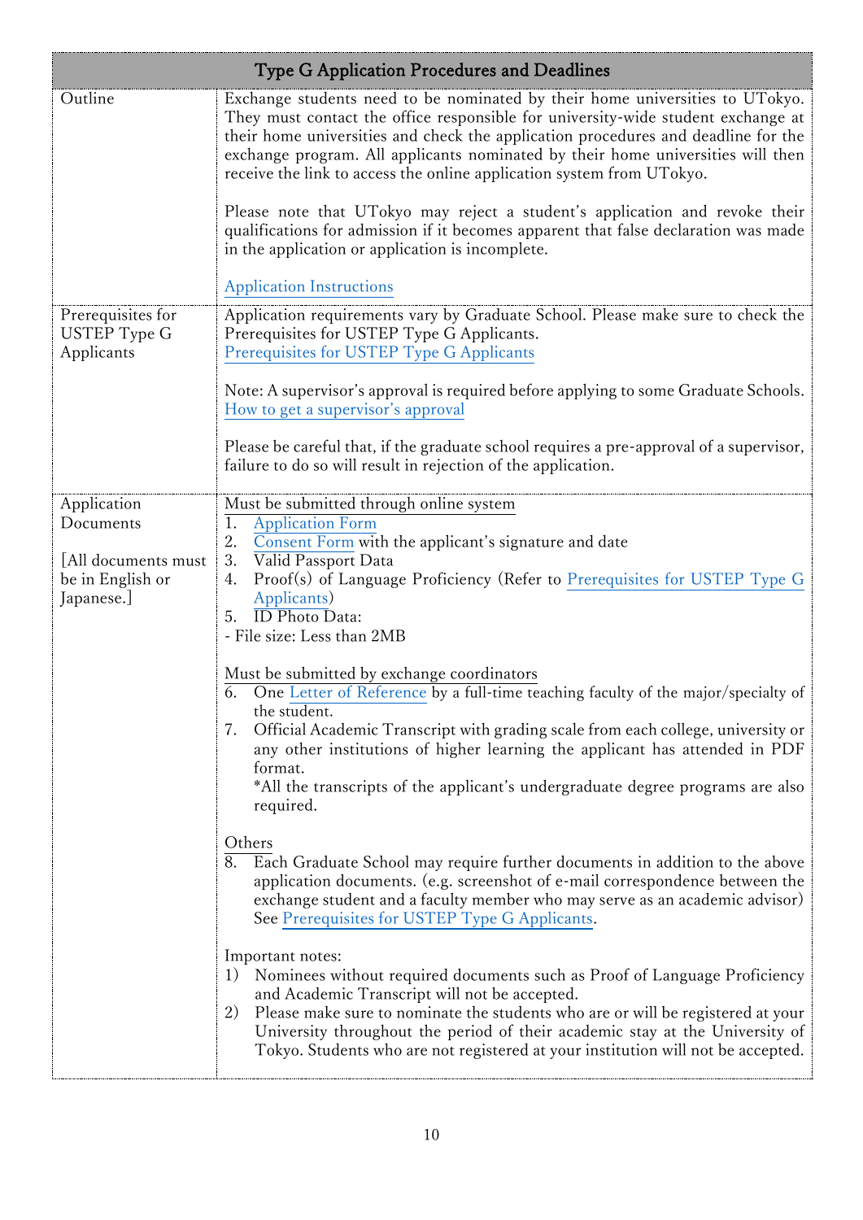| Type G Application Procedures and Deadlines | |
|---|---|
| Outline | Exchange students need to be nominated by their home universities to UTokyo. They must contact the office responsible for university-wide student exchange at their home universities and check the application procedures and deadline for the exchange program. All applicants nominated by their home universities will then receive the link to access the online application system from UTokyo.<br><br>Please note that UTokyo may reject a student's application and revoke their qualifications for admission if it becomes apparent that false declaration was made in the application or application is incomplete.<br><br>Application Instructions |
| Prerequisites for USTEP Type G Applicants | Application requirements vary by Graduate School. Please make sure to check the Prerequisites for USTEP Type G Applicants.<br>Prerequisites for USTEP Type G Applicants<br><br>Note: A supervisor's approval is required before applying to some Graduate Schools.<br>How to get a supervisor's approval<br><br>Please be careful that, if the graduate school requires a pre-approval of a supervisor, failure to do so will result in rejection of the application. |
| Application Documents<br><br>[All documents must be in English or Japanese.] | Must be submitted through online system<br>1. Application Form<br>2. Consent Form with the applicant's signature and date<br>3. Valid Passport Data<br>4. Proof(s) of Language Proficiency (Refer to Prerequisites for USTEP Type G Applicants)<br>5. ID Photo Data:<br>- File size: Less than 2MB<br><br>Must be submitted by exchange coordinators<br>6. One Letter of Reference by a full-time teaching faculty of the major/specialty of the student.<br>7. Official Academic Transcript with grading scale from each college, university or any other institutions of higher learning the applicant has attended in PDF format.<br>*All the transcripts of the applicant's undergraduate degree programs are also required.<br><br>Others<br>8. Each Graduate School may require further documents in addition to the above application documents. (e.g. screenshot of e-mail correspondence between the exchange student and a faculty member who may serve as an academic advisor) See Prerequisites for USTEP Type G Applicants.<br><br>Important notes:<br>1) Nominees without required documents such as Proof of Language Proficiency and Academic Transcript will not be accepted.<br>2) Please make sure to nominate the students who are or will be registered at your University throughout the period of their academic stay at the University of Tokyo. Students who are not registered at your institution will not be accepted. |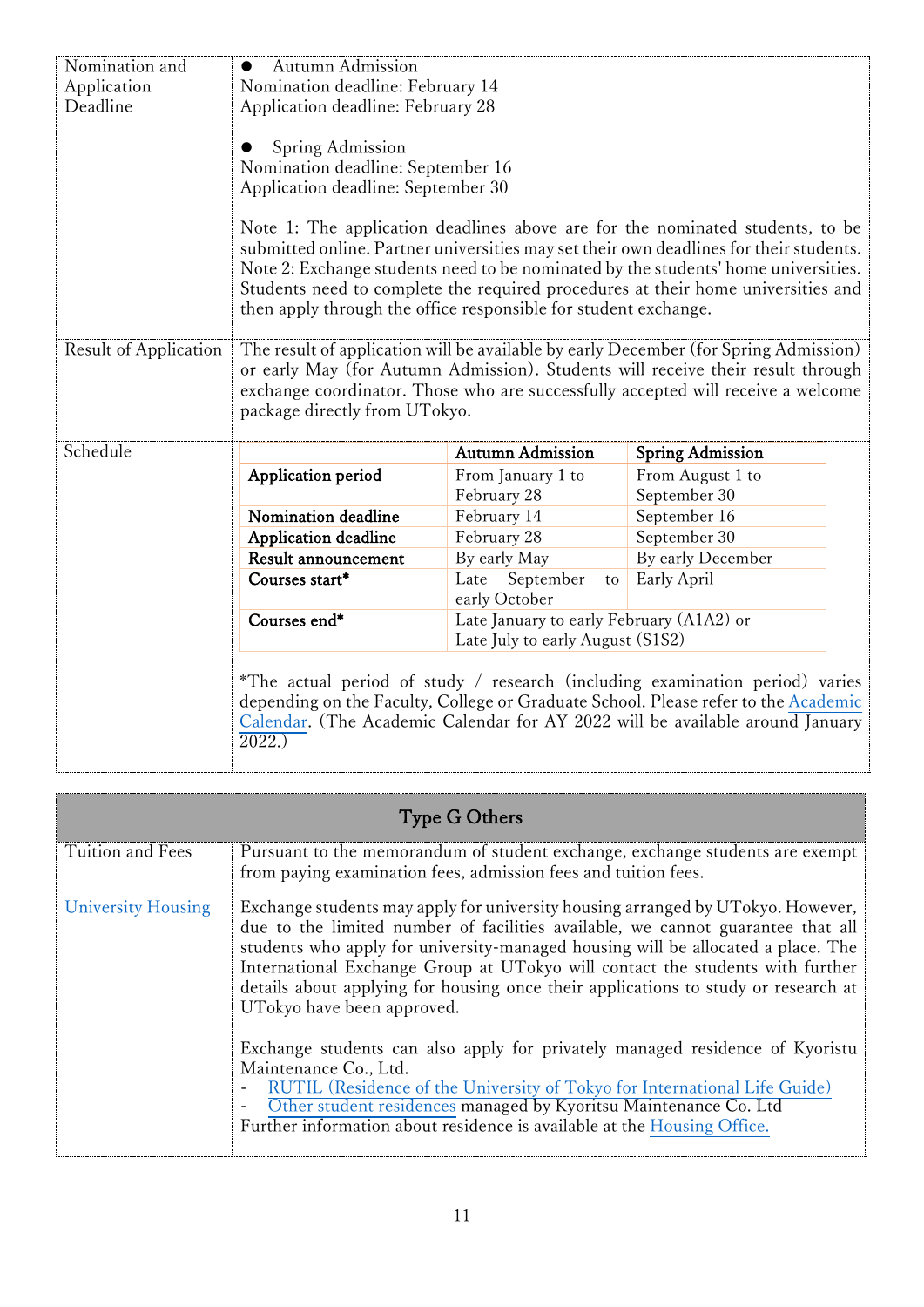| | |
|---|---|
| Nomination and Application Deadline | ● Autumn Admission<br>Nomination deadline: February 14<br>Application deadline: February 28<br><br>● Spring Admission<br>Nomination deadline: September 16<br>Application deadline: September 30<br><br>Note 1: The application deadlines above are for the nominated students, to be submitted online. Partner universities may set their own deadlines for their students.<br>Note 2: Exchange students need to be nominated by the students' home universities. Students need to complete the required procedures at their home universities and then apply through the office responsible for student exchange. |
| Result of Application | The result of application will be available by early December (for Spring Admission) or early May (for Autumn Admission). Students will receive their result through exchange coordinator. Those who are successfully accepted will receive a welcome package directly from UTokyo. |
| Schedule | See table below. |

| | Autumn Admission | Spring Admission |
|---|---|---|
| **Application period** | From January 1 to February 28 | From August 1 to September 30 |
| **Nomination deadline** | February 14 | September 16 |
| **Application deadline** | February 28 | September 30 |
| **Result announcement** | By early May | By early December |
| **Courses start*** | Late September to early October | Early April |
| **Courses end*** | Late January to early February (A1A2) or Late July to early August (S1S2) | |

*The actual period of study / research (including examination period) varies depending on the Faculty, College or Graduate School. Please refer to the Academic Calendar. (The Academic Calendar for AY 2022 will be available around January 2022.)

## Type G Others

| | |
|---|---|
| Tuition and Fees | Pursuant to the memorandum of student exchange, exchange students are exempt from paying examination fees, admission fees and tuition fees. |
| University Housing | Exchange students may apply for university housing arranged by UTokyo. However, due to the limited number of facilities available, we cannot guarantee that all students who apply for university-managed housing will be allocated a place. The International Exchange Group at UTokyo will contact the students with further details about applying for housing once their applications to study or research at UTokyo have been approved.<br><br>Exchange students can also apply for privately managed residence of Kyoristu Maintenance Co., Ltd.<br>- RUTIL (Residence of the University of Tokyo for International Life Guide)<br>- Other student residences managed by Kyoritsu Maintenance Co. Ltd<br>Further information about residence is available at the Housing Office. |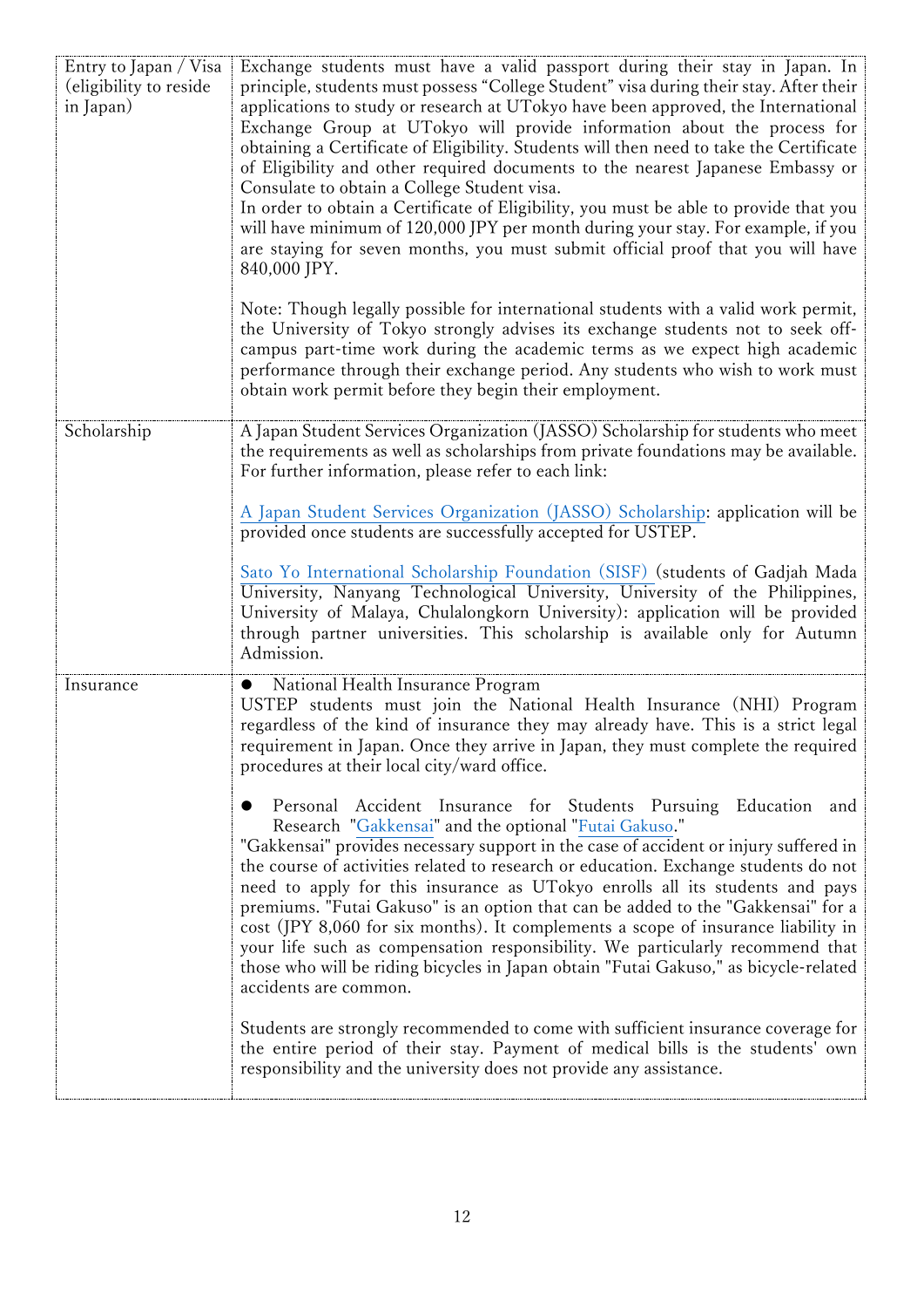| | |
|---|---|
| Entry to Japan / Visa (eligibility to reside in Japan) | Exchange students must have a valid passport during their stay in Japan. In principle, students must possess "College Student" visa during their stay. After their applications to study or research at UTokyo have been approved, the International Exchange Group at UTokyo will provide information about the process for obtaining a Certificate of Eligibility. Students will then need to take the Certificate of Eligibility and other required documents to the nearest Japanese Embassy or Consulate to obtain a College Student visa.<br>In order to obtain a Certificate of Eligibility, you must be able to provide that you will have minimum of 120,000 JPY per month during your stay. For example, if you are staying for seven months, you must submit official proof that you will have 840,000 JPY.<br><br>Note: Though legally possible for international students with a valid work permit, the University of Tokyo strongly advises its exchange students not to seek off-campus part-time work during the academic terms as we expect high academic performance through their exchange period. Any students who wish to work must obtain work permit before they begin their employment. |
| Scholarship | A Japan Student Services Organization (JASSO) Scholarship for students who meet the requirements as well as scholarships from private foundations may be available. For further information, please refer to each link:<br><br>A Japan Student Services Organization (JASSO) Scholarship: application will be provided once students are successfully accepted for USTEP.<br><br>Sato Yo International Scholarship Foundation (SISF) (students of Gadjah Mada University, Nanyang Technological University, University of the Philippines, University of Malaya, Chulalongkorn University): application will be provided through partner universities. This scholarship is available only for Autumn Admission. |
| Insurance | ● National Health Insurance Program<br>USTEP students must join the National Health Insurance (NHI) Program regardless of the kind of insurance they may already have. This is a strict legal requirement in Japan. Once they arrive in Japan, they must complete the required procedures at their local city/ward office.<br><br>● Personal Accident Insurance for Students Pursuing Education and Research "Gakkensai" and the optional "Futai Gakuso."<br>"Gakkensai" provides necessary support in the case of accident or injury suffered in the course of activities related to research or education. Exchange students do not need to apply for this insurance as UTokyo enrolls all its students and pays premiums. "Futai Gakuso" is an option that can be added to the "Gakkensai" for a cost (JPY 8,060 for six months). It complements a scope of insurance liability in your life such as compensation responsibility. We particularly recommend that those who will be riding bicycles in Japan obtain "Futai Gakuso," as bicycle-related accidents are common.<br><br>Students are strongly recommended to come with sufficient insurance coverage for the entire period of their stay. Payment of medical bills is the students' own responsibility and the university does not provide any assistance. |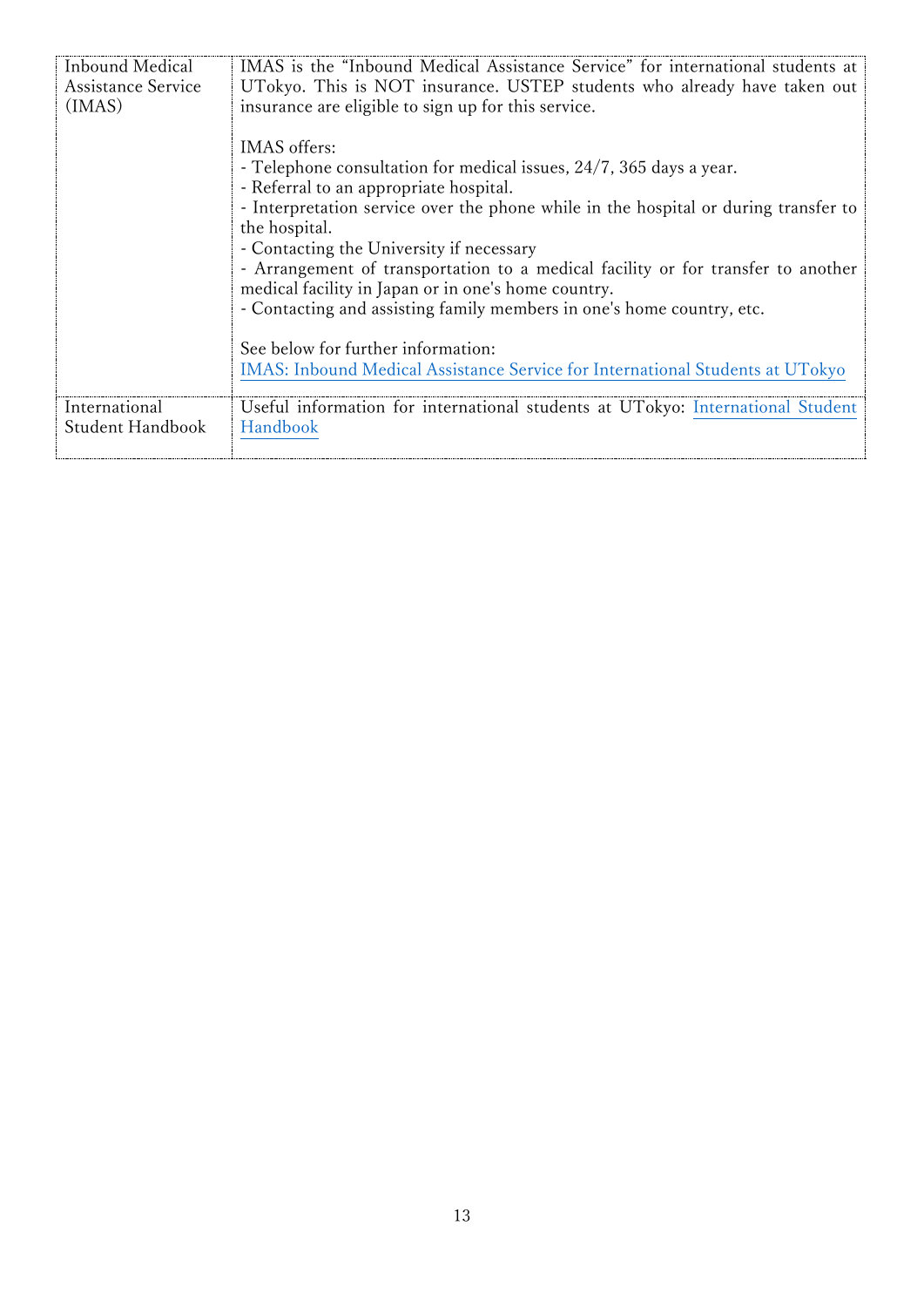| | |
|---|---|
| Inbound Medical Assistance Service (IMAS) | IMAS is the "Inbound Medical Assistance Service" for international students at UTokyo. This is NOT insurance. USTEP students who already have taken out insurance are eligible to sign up for this service.<br><br>IMAS offers:<br>- Telephone consultation for medical issues, 24/7, 365 days a year.<br>- Referral to an appropriate hospital.<br>- Interpretation service over the phone while in the hospital or during transfer to the hospital.<br>- Contacting the University if necessary<br>- Arrangement of transportation to a medical facility or for transfer to another medical facility in Japan or in one's home country.<br>- Contacting and assisting family members in one's home country, etc.<br><br>See below for further information:<br>IMAS: Inbound Medical Assistance Service for International Students at UTokyo |
| International Student Handbook | Useful information for international students at UTokyo: International Student Handbook |